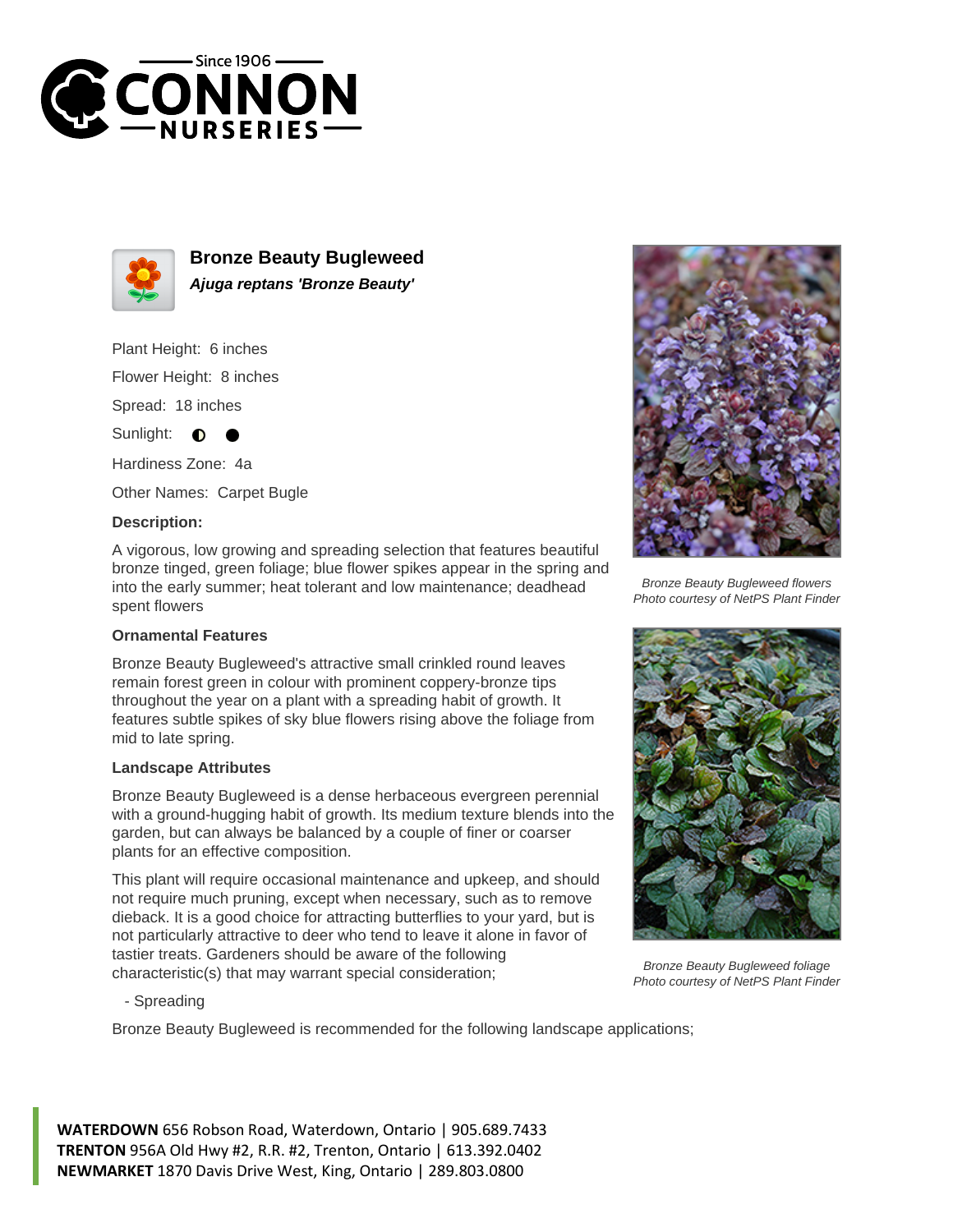# Bronze Beauty Bugleweed

***Ajuga reptans 'Bronze Beauty'***

Plant Height: 6 inches

Flower Height: 8 inches

Spread: 18 inches

Sunlight: ◐ ●

Hardiness Zone: 4a

Other Names: Carpet Bugle

**Description:**

A vigorous, low growing and spreading selection that features beautiful bronze tinged, green foliage; blue flower spikes appear in the spring and into the early summer; heat tolerant and low maintenance; deadhead spent flowers

*Bronze Beauty Bugleweed flowers*
*Photo courtesy of NetPS Plant Finder*

### Ornamental Features

Bronze Beauty Bugleweed's attractive small crinkled round leaves remain forest green in colour with prominent coppery-bronze tips throughout the year on a plant with a spreading habit of growth. It features subtle spikes of sky blue flowers rising above the foliage from mid to late spring.

### Landscape Attributes

Bronze Beauty Bugleweed is a dense herbaceous evergreen perennial with a ground-hugging habit of growth. Its medium texture blends into the garden, but can always be balanced by a couple of finer or coarser plants for an effective composition.

This plant will require occasional maintenance and upkeep, and should not require much pruning, except when necessary, such as to remove dieback. It is a good choice for attracting butterflies to your yard, but is not particularly attractive to deer who tend to leave it alone in favor of tastier treats. Gardeners should be aware of the following characteristic(s) that may warrant special consideration;

*Bronze Beauty Bugleweed foliage*
*Photo courtesy of NetPS Plant Finder*

- Spreading

Bronze Beauty Bugleweed is recommended for the following landscape applications;

**WATERDOWN** 656 Robson Road, Waterdown, Ontario | 905.689.7433
**TRENTON** 956A Old Hwy #2, R.R. #2, Trenton, Ontario | 613.392.0402
**NEWMARKET** 1870 Davis Drive West, King, Ontario | 289.803.0800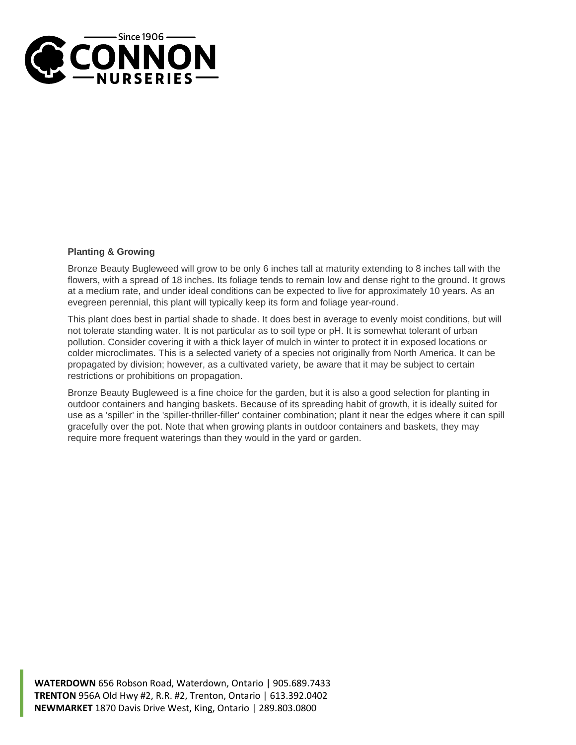### Planting & Growing

Bronze Beauty Bugleweed will grow to be only 6 inches tall at maturity extending to 8 inches tall with the flowers, with a spread of 18 inches. Its foliage tends to remain low and dense right to the ground. It grows at a medium rate, and under ideal conditions can be expected to live for approximately 10 years. As an evegreen perennial, this plant will typically keep its form and foliage year-round.

This plant does best in partial shade to shade. It does best in average to evenly moist conditions, but will not tolerate standing water. It is not particular as to soil type or pH. It is somewhat tolerant of urban pollution. Consider covering it with a thick layer of mulch in winter to protect it in exposed locations or colder microclimates. This is a selected variety of a species not originally from North America. It can be propagated by division; however, as a cultivated variety, be aware that it may be subject to certain restrictions or prohibitions on propagation.

Bronze Beauty Bugleweed is a fine choice for the garden, but it is also a good selection for planting in outdoor containers and hanging baskets. Because of its spreading habit of growth, it is ideally suited for use as a 'spiller' in the 'spiller-thriller-filler' container combination; plant it near the edges where it can spill gracefully over the pot. Note that when growing plants in outdoor containers and baskets, they may require more frequent waterings than they would in the yard or garden.